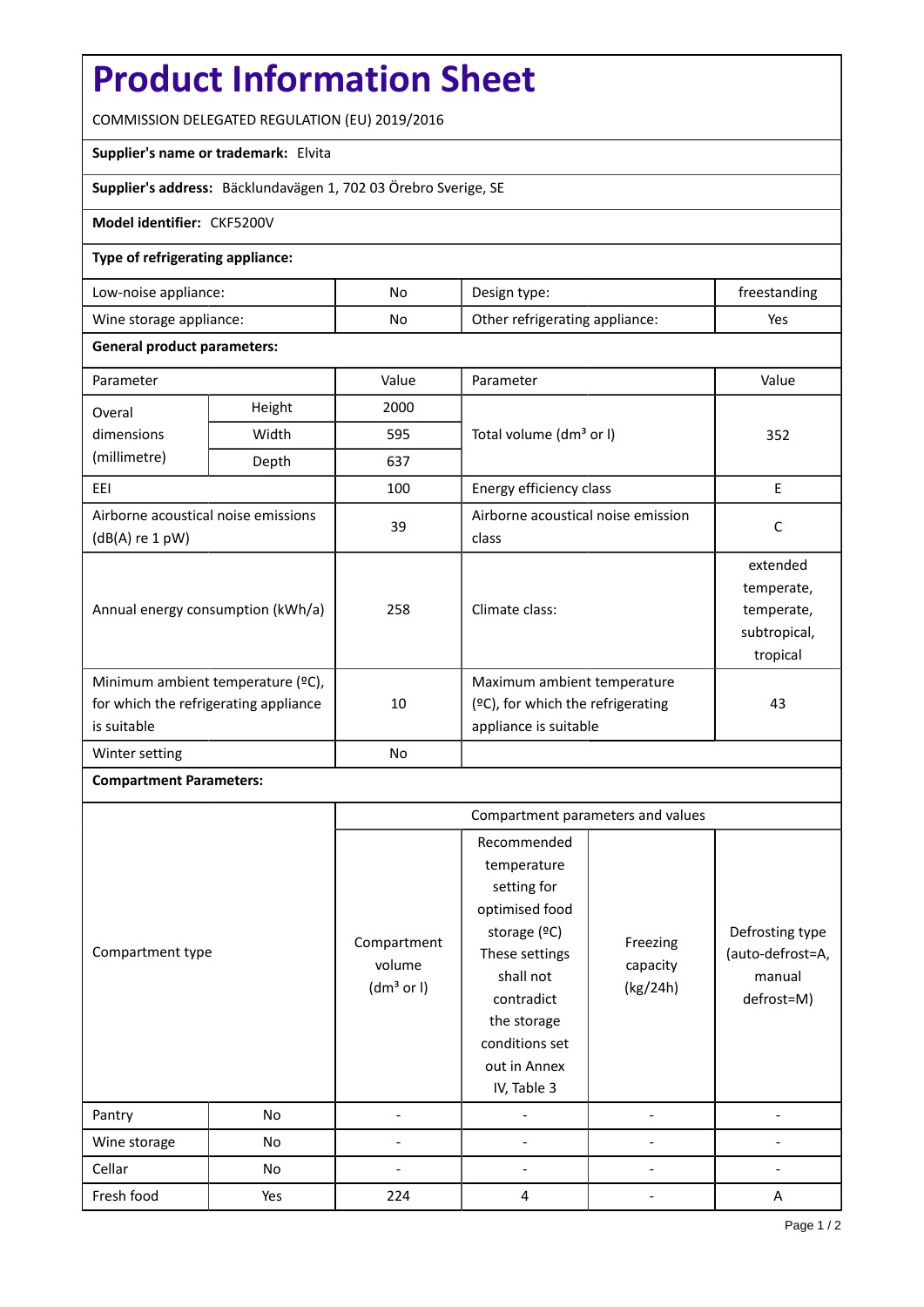# Product Information Sheet

COMMISSION DELEGATED REGULATION (EU) 2019/2016

**Supplier's name or trademark:** Elvita

**Supplier's address:** Bäcklundavägen 1, 702 03 Örebro Sverige, SE

**Model identifier:** CKF5200V

**Type of refrigerating appliance:**

| | | | |
|---|---|---|---|
| Low-noise appliance: | No | Design type: | freestanding |
| Wine storage appliance: | No | Other refrigerating appliance: | Yes |

**General product parameters:**

| Parameter | | Value | Parameter | Value |
|---|---|---|---|---|
| Overal dimensions (millimetre) | Height | 2000 | Total volume (dm³ or l) | 352 |
| | Width | 595 | | |
| | Depth | 637 | | |
| EEI | | 100 | Energy efficiency class | E |
| Airborne acoustical noise emissions (dB(A) re 1 pW) | | 39 | Airborne acoustical noise emission class | C |
| Annual energy consumption (kWh/a) | | 258 | Climate class: | extended temperate, temperate, subtropical, tropical |
| Minimum ambient temperature (ºC), for which the refrigerating appliance is suitable | | 10 | Maximum ambient temperature (ºC), for which the refrigerating appliance is suitable | 43 |
| Winter setting | | No | | |

**Compartment Parameters:**

| Compartment type | | Compartment volume (dm³ or l) | Recommended temperature setting for optimised food storage (ºC) These settings shall not contradict the storage conditions set out in Annex IV, Table 3 | Freezing capacity (kg/24h) | Defrosting type (auto-defrost=A, manual defrost=M) |
|---|---|---|---|---|---|
| Pantry | No | - | - | - | - |
| Wine storage | No | - | - | - | - |
| Cellar | No | - | - | - | - |
| Fresh food | Yes | 224 | 4 | - | A |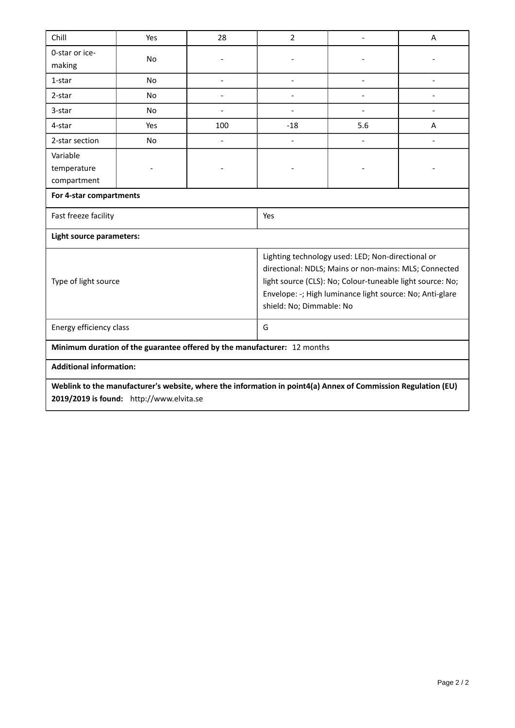| | | | | | |
|---|---|---|---|---|---|
| Chill | Yes | 28 | 2 | - | A |
| 0-star or ice-making | No | - | - | - | - |
| 1-star | No | - | - | - | - |
| 2-star | No | - | - | - | - |
| 3-star | No | - | - | - | - |
| 4-star | Yes | 100 | -18 | 5.6 | A |
| 2-star section | No | - | - | - | - |
| Variable temperature compartment | - | - | - | - | - |

**For 4-star compartments**

| | |
|---|---|
| Fast freeze facility | Yes |

**Light source parameters:**

| | |
|---|---|
| Type of light source | Lighting technology used: LED; Non-directional or directional: NDLS; Mains or non-mains: MLS; Connected light source (CLS): No; Colour-tuneable light source: No; Envelope: -; High luminance light source: No; Anti-glare shield: No; Dimmable: No |
| Energy efficiency class | G |

**Minimum duration of the guarantee offered by the manufacturer:** 12 months

**Additional information:**

**Weblink to the manufacturer's website, where the information in point4(a) Annex of Commission Regulation (EU) 2019/2019 is found:** http://www.elvita.se